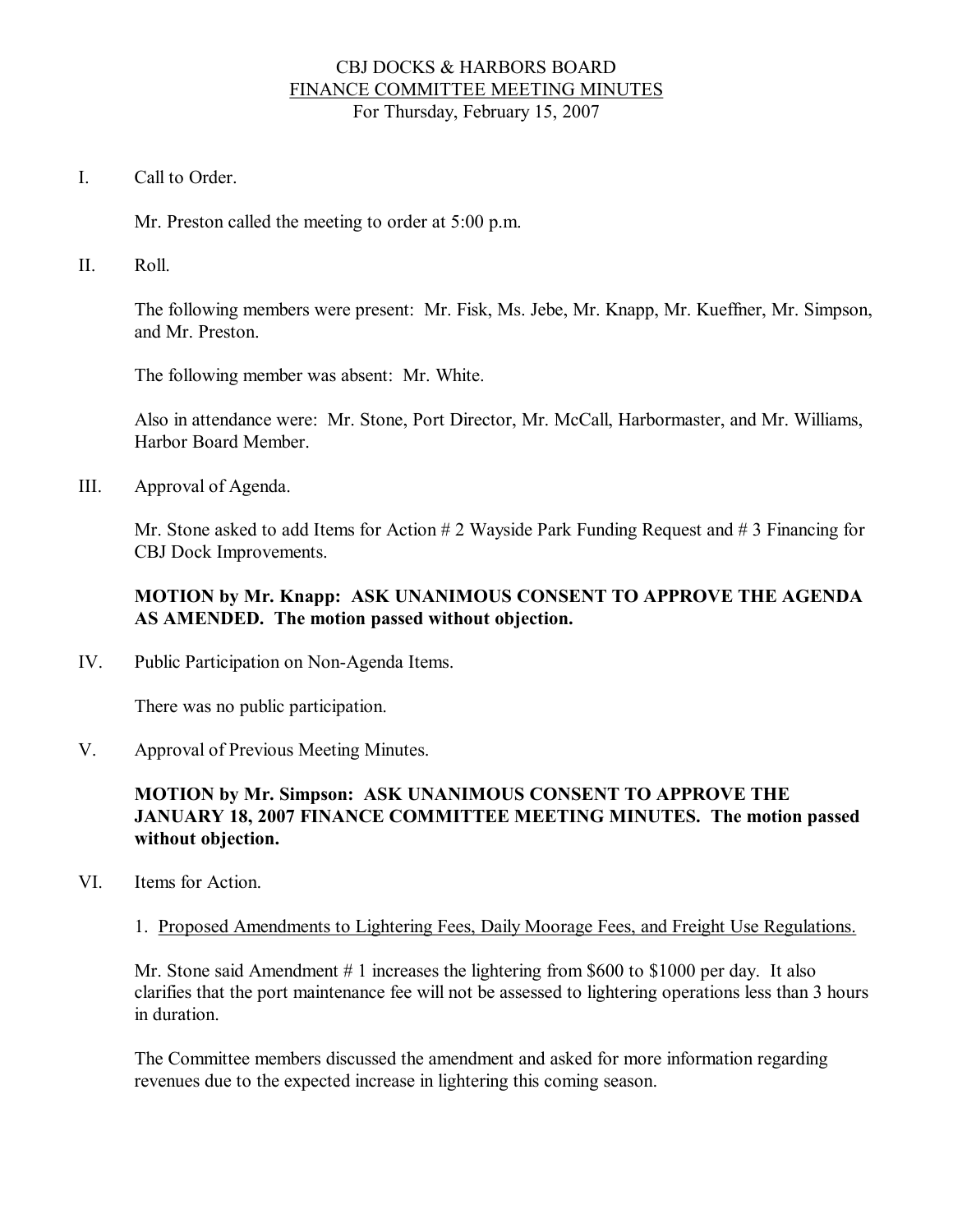# CBJ DOCKS & HARBORS BOARD

## FINANCE COMMITTEE MEETING MINUTES

For Thursday, February 15, 2007

I. Call to Order.

Mr. Preston called the meeting to order at 5:00 p.m.

II. Roll.

The following members were present: Mr. Fisk, Ms. Jebe, Mr. Knapp, Mr. Kueffner, Mr. Simpson, and Mr. Preston.

The following member was absent: Mr. White.

Also in attendance were: Mr. Stone, Port Director, Mr. McCall, Harbormaster, and Mr. Williams, Harbor Board Member.

III. Approval of Agenda.

Mr. Stone asked to add Items for Action # 2 Wayside Park Funding Request and # 3 Financing for CBJ Dock Improvements.

**MOTION by Mr. Knapp: ASK UNANIMOUS CONSENT TO APPROVE THE AGENDA AS AMENDED. The motion passed without objection.**

IV. Public Participation on Non-Agenda Items.

There was no public participation.

V. Approval of Previous Meeting Minutes.

**MOTION by Mr. Simpson: ASK UNANIMOUS CONSENT TO APPROVE THE JANUARY 18, 2007 FINANCE COMMITTEE MEETING MINUTES. The motion passed without objection.**

VI. Items for Action.

1. Proposed Amendments to Lightering Fees, Daily Moorage Fees, and Freight Use Regulations.

Mr. Stone said Amendment # 1 increases the lightering from $600 to $1000 per day. It also clarifies that the port maintenance fee will not be assessed to lightering operations less than 3 hours in duration.

The Committee members discussed the amendment and asked for more information regarding revenues due to the expected increase in lightering this coming season.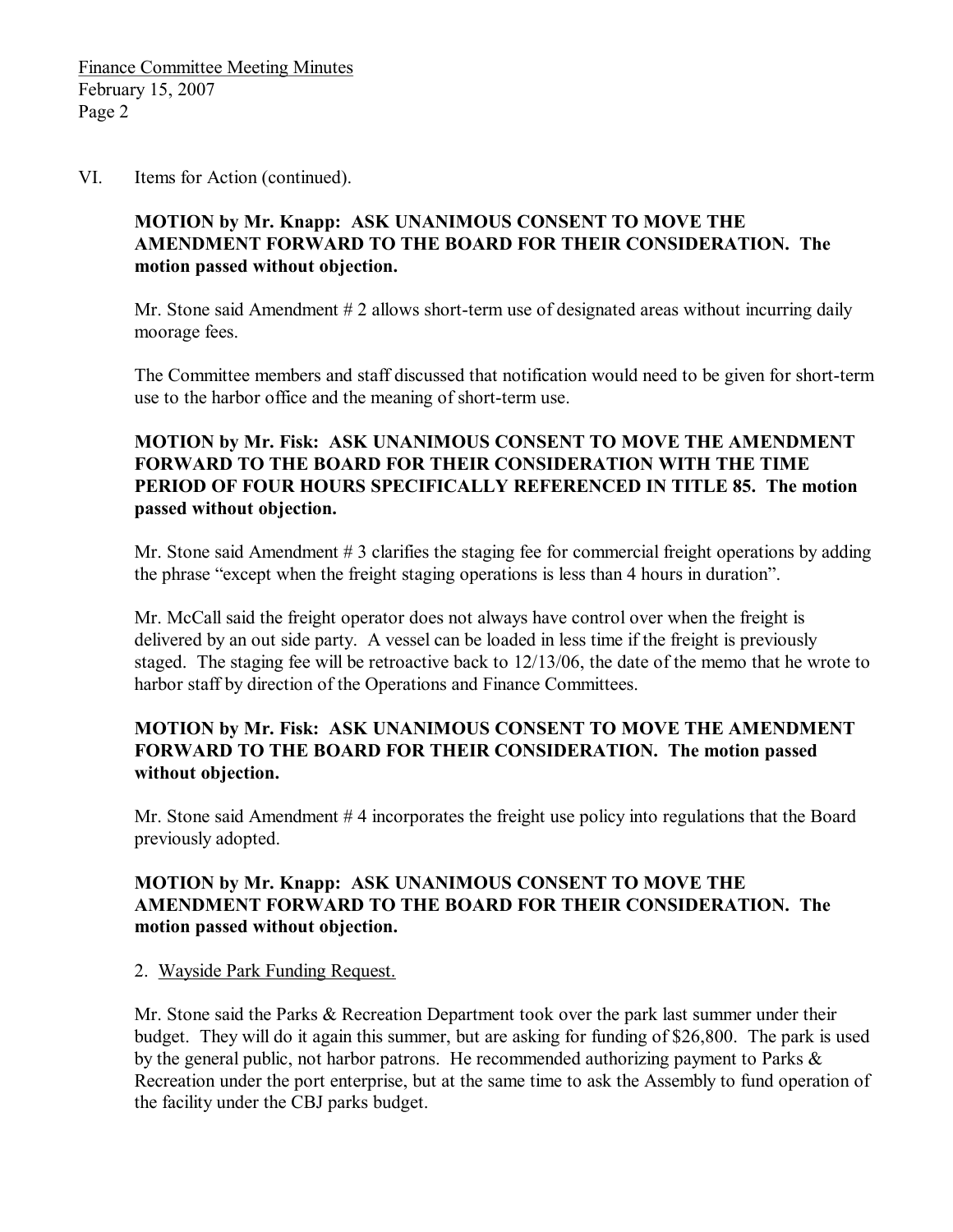VI. Items for Action (continued).

**MOTION by Mr. Knapp: ASK UNANIMOUS CONSENT TO MOVE THE AMENDMENT FORWARD TO THE BOARD FOR THEIR CONSIDERATION. The motion passed without objection.**

Mr. Stone said Amendment # 2 allows short-term use of designated areas without incurring daily moorage fees.

The Committee members and staff discussed that notification would need to be given for short-term use to the harbor office and the meaning of short-term use.

**MOTION by Mr. Fisk: ASK UNANIMOUS CONSENT TO MOVE THE AMENDMENT FORWARD TO THE BOARD FOR THEIR CONSIDERATION WITH THE TIME PERIOD OF FOUR HOURS SPECIFICALLY REFERENCED IN TITLE 85. The motion passed without objection.**

Mr. Stone said Amendment # 3 clarifies the staging fee for commercial freight operations by adding the phrase "except when the freight staging operations is less than 4 hours in duration".

Mr. McCall said the freight operator does not always have control over when the freight is delivered by an out side party. A vessel can be loaded in less time if the freight is previously staged. The staging fee will be retroactive back to 12/13/06, the date of the memo that he wrote to harbor staff by direction of the Operations and Finance Committees.

**MOTION by Mr. Fisk: ASK UNANIMOUS CONSENT TO MOVE THE AMENDMENT FORWARD TO THE BOARD FOR THEIR CONSIDERATION. The motion passed without objection.**

Mr. Stone said Amendment # 4 incorporates the freight use policy into regulations that the Board previously adopted.

**MOTION by Mr. Knapp: ASK UNANIMOUS CONSENT TO MOVE THE AMENDMENT FORWARD TO THE BOARD FOR THEIR CONSIDERATION. The motion passed without objection.**

2. Wayside Park Funding Request.

Mr. Stone said the Parks & Recreation Department took over the park last summer under their budget. They will do it again this summer, but are asking for funding of $26,800. The park is used by the general public, not harbor patrons. He recommended authorizing payment to Parks & Recreation under the port enterprise, but at the same time to ask the Assembly to fund operation of the facility under the CBJ parks budget.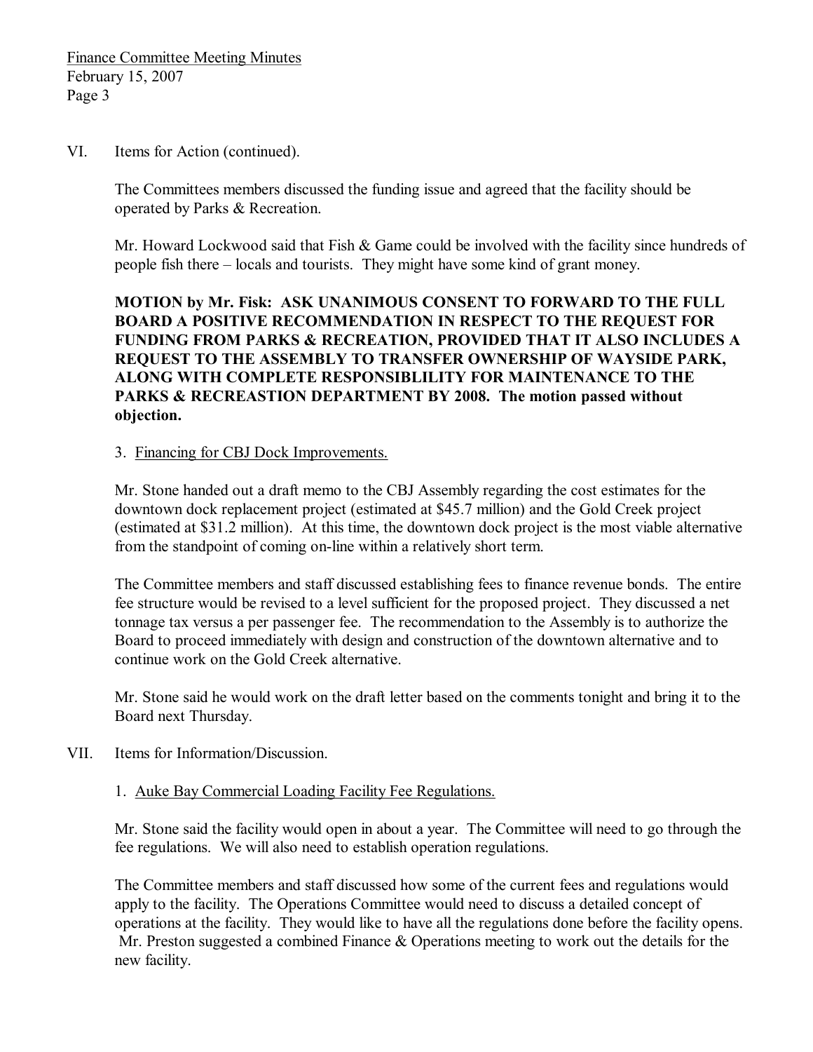VI. Items for Action (continued).

The Committees members discussed the funding issue and agreed that the facility should be operated by Parks & Recreation.

Mr. Howard Lockwood said that Fish & Game could be involved with the facility since hundreds of people fish there – locals and tourists. They might have some kind of grant money.

**MOTION by Mr. Fisk: ASK UNANIMOUS CONSENT TO FORWARD TO THE FULL BOARD A POSITIVE RECOMMENDATION IN RESPECT TO THE REQUEST FOR FUNDING FROM PARKS & RECREATION, PROVIDED THAT IT ALSO INCLUDES A REQUEST TO THE ASSEMBLY TO TRANSFER OWNERSHIP OF WAYSIDE PARK, ALONG WITH COMPLETE RESPONSIBLILITY FOR MAINTENANCE TO THE PARKS & RECREASTION DEPARTMENT BY 2008. The motion passed without objection.**

3. Financing for CBJ Dock Improvements.

Mr. Stone handed out a draft memo to the CBJ Assembly regarding the cost estimates for the downtown dock replacement project (estimated at $45.7 million) and the Gold Creek project (estimated at $31.2 million). At this time, the downtown dock project is the most viable alternative from the standpoint of coming on-line within a relatively short term.

The Committee members and staff discussed establishing fees to finance revenue bonds. The entire fee structure would be revised to a level sufficient for the proposed project. They discussed a net tonnage tax versus a per passenger fee. The recommendation to the Assembly is to authorize the Board to proceed immediately with design and construction of the downtown alternative and to continue work on the Gold Creek alternative.

Mr. Stone said he would work on the draft letter based on the comments tonight and bring it to the Board next Thursday.

VII. Items for Information/Discussion.

1. Auke Bay Commercial Loading Facility Fee Regulations.

Mr. Stone said the facility would open in about a year. The Committee will need to go through the fee regulations. We will also need to establish operation regulations.

The Committee members and staff discussed how some of the current fees and regulations would apply to the facility. The Operations Committee would need to discuss a detailed concept of operations at the facility. They would like to have all the regulations done before the facility opens. Mr. Preston suggested a combined Finance & Operations meeting to work out the details for the new facility.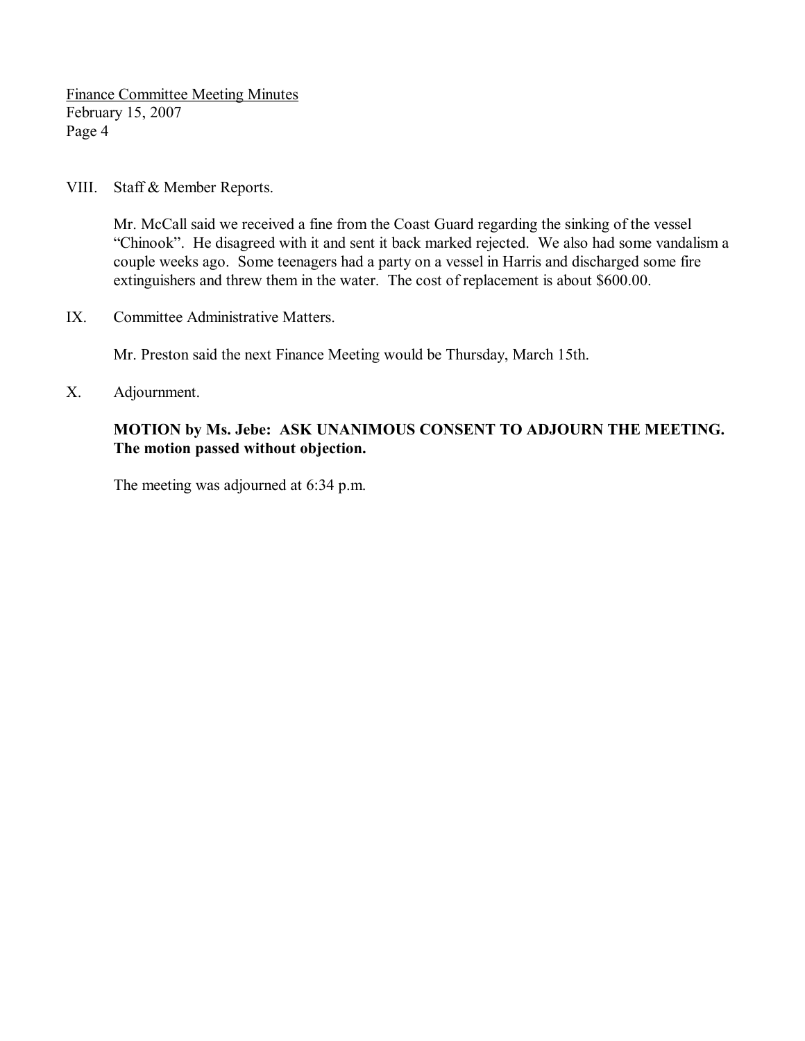VIII. Staff & Member Reports.

Mr. McCall said we received a fine from the Coast Guard regarding the sinking of the vessel "Chinook". He disagreed with it and sent it back marked rejected. We also had some vandalism a couple weeks ago. Some teenagers had a party on a vessel in Harris and discharged some fire extinguishers and threw them in the water. The cost of replacement is about $600.00.

IX. Committee Administrative Matters.

Mr. Preston said the next Finance Meeting would be Thursday, March 15th.

X. Adjournment.

**MOTION by Ms. Jebe: ASK UNANIMOUS CONSENT TO ADJOURN THE MEETING. The motion passed without objection.**

The meeting was adjourned at 6:34 p.m.